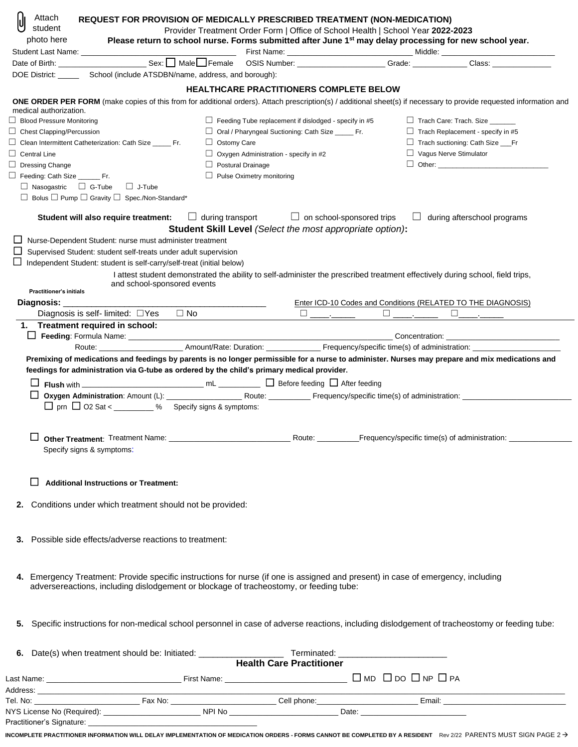Attach student photo here

# REQUEST FOR PROVISION OF MEDICALLY PRESCRIBED TREATMENT (NON-MEDICATION)

Provider Treatment Order Form | Office of School Health | School Year **2022-2023**

**Please return to school nurse. Forms submitted after June 1st may delay processing for new school year.**

Student Last Name: ______________________ First Name: ______________________ Middle: ______________________

Date of Birth: ______________ Sex: ☐ Male ☐ Female OSIS Number: ______________ Grade: __________ Class: __________

DOE District: _____ School (include ATSDBN/name, address, and borough):

## HEALTHCARE PRACTITIONERS COMPLETE BELOW

**ONE ORDER PER FORM** (make copies of this from for additional orders). Attach prescription(s) / additional sheet(s) if necessary to provide requested information and medical authorization.

- ☐ Blood Pressure Monitoring
- ☐ Chest Clapping/Percussion
- ☐ Clean Intermittent Catheterization: Cath Size _____ Fr.
- ☐ Central Line
- ☐ Dressing Change
- ☐ Feeding: Cath Size ______ Fr.
  - ☐ Nasogastric ☐ G-Tube ☐ J-Tube
  - ☐ Bolus ☐ Pump ☐ Gravity ☐ Spec./Non-Standard*
- ☐ Feeding Tube replacement if dislodged - specify in #5
- ☐ Oral / Pharyngeal Suctioning: Cath Size _____ Fr.
- ☐ Ostomy Care
- ☐ Oxygen Administration - specify in #2
- ☐ Postural Drainage
- ☐ Pulse Oximetry monitoring
- ☐ Trach Care: Trach. Size _______
- ☐ Trach Replacement - specify in #5
- ☐ Trach suctioning: Cath Size ___Fr
- ☐ Vagus Nerve Stimulator
- ☐ Other: ____________________________

**Student will also require treatment:** ☐ during transport ☐ on school-sponsored trips ☐ during afterschool programs

**Student Skill Level** *(Select the most appropriate option)***:**

- ☐ Nurse-Dependent Student: nurse must administer treatment
- ☐ Supervised Student: student self-treats under adult supervision
- ☐ Independent Student: student is self-carry/self-treat (initial below)

_______ I attest student demonstrated the ability to self-administer the prescribed treatment effectively during school, field trips, and school-sponsored events

**Practitioner's initials**

**Diagnosis:** ________________________________________ Enter ICD-10 Codes and Conditions (RELATED TO THE DIAGNOSIS)

Diagnosis is self- limited: ☐Yes ☐ No ☐ ____._____ ☐ ____._____ ☐____._____

**1. Treatment required in school:**

☐ **Feeding**: Formula Name: ________________________________________ Concentration: ______________________

Route: ________________ Amount/Rate: Duration: ____________ Frequency/specific time(s) of administration: ________________

**Premixing of medications and feedings by parents is no longer permissible for a nurse to administer. Nurses may prepare and mix medications and feedings for administration via G-tube as ordered by the child's primary medical provider.**

☐ **Flush** with ________________________ mL __________ ☐ Before feeding ☐ After feeding

☐ **Oxygen Administration**: Amount (L): ______________ Route: _________ Frequency/specific time(s) of administration: ______________________

☐ prn ☐ O2 Sat < _________ % Specify signs & symptoms:

☐ **Other Treatment**: Treatment Name: ________________________ Route: _________Frequency/specific time(s) of administration: ______________

Specify signs & symptoms:

☐ **Additional Instructions or Treatment:**

**2.** Conditions under which treatment should not be provided:

**3.** Possible side effects/adverse reactions to treatment:

**4.** Emergency Treatment: Provide specific instructions for nurse (if one is assigned and present) in case of emergency, including adversereactions, including dislodgement or blockage of tracheostomy, or feeding tube:

**5.** Specific instructions for non-medical school personnel in case of adverse reactions, including dislodgement of tracheostomy or feeding tube:

**6.** Date(s) when treatment should be: Initiated: _________________ Terminated: ______________________

## Health Care Practitioner

Last Name: ____________________________ First Name: ________________________ ☐ MD ☐ DO ☐ NP ☐ PA

Address: ________________________________________________________________________________

Tel. No: ______________________ Fax No: ______________________ Cell phone:______________________ Email: ________________________

NYS License No (Required): ______________________ NPI No ______________________ Date: ______________________

Practitioner's Signature: ____________________________________

INCOMPLETE PRACTITIONER INFORMATION WILL DELAY IMPLEMENTATION OF MEDICATION ORDERS - FORMS CANNOT BE COMPLETED BY A RESIDENT Rev 2/22 PARENTS MUST SIGN PAGE 2 →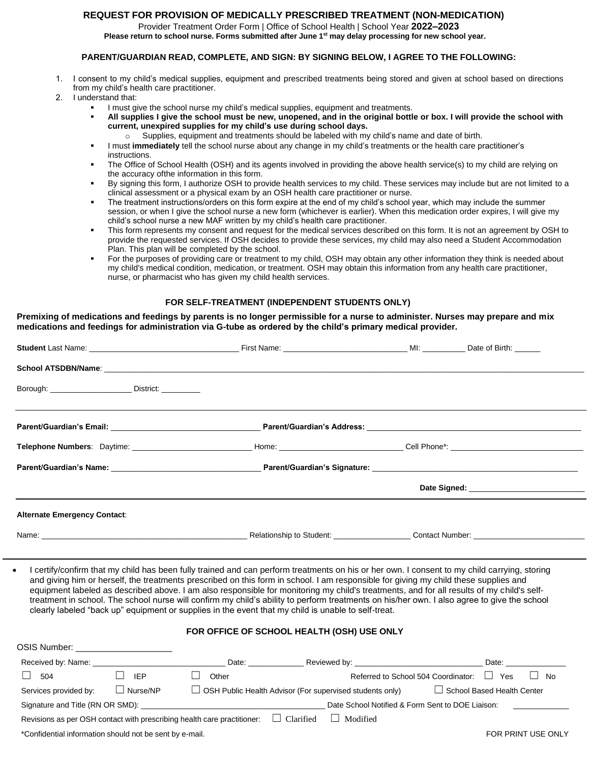**REQUEST FOR PROVISION OF MEDICALLY PRESCRIBED TREATMENT (NON-MEDICATION)**

Provider Treatment Order Form | Office of School Health | School Year **2022–2023**

**Please return to school nurse. Forms submitted after June 1st may delay processing for new school year.**

**PARENT/GUARDIAN READ, COMPLETE, AND SIGN: BY SIGNING BELOW, I AGREE TO THE FOLLOWING:**

1. I consent to my child's medical supplies, equipment and prescribed treatments being stored and given at school based on directions from my child's health care practitioner.
2. I understand that:
   - I must give the school nurse my child's medical supplies, equipment and treatments.
   - **All supplies I give the school must be new, unopened, and in the original bottle or box. I will provide the school with current, unexpired supplies for my child's use during school days.**
     - Supplies, equipment and treatments should be labeled with my child's name and date of birth.
   - I must **immediately** tell the school nurse about any change in my child's treatments or the health care practitioner's instructions.
   - The Office of School Health (OSH) and its agents involved in providing the above health service(s) to my child are relying on the accuracy ofthe information in this form.
   - By signing this form, I authorize OSH to provide health services to my child. These services may include but are not limited to a clinical assessment or a physical exam by an OSH health care practitioner or nurse.
   - The treatment instructions/orders on this form expire at the end of my child's school year, which may include the summer session, or when I give the school nurse a new form (whichever is earlier). When this medication order expires, I will give my child's school nurse a new MAF written by my child's health care practitioner.
   - This form represents my consent and request for the medical services described on this form. It is not an agreement by OSH to provide the requested services. If OSH decides to provide these services, my child may also need a Student Accommodation Plan. This plan will be completed by the school.
   - For the purposes of providing care or treatment to my child, OSH may obtain any other information they think is needed about my child's medical condition, medication, or treatment. OSH may obtain this information from any health care practitioner, nurse, or pharmacist who has given my child health services.

**FOR SELF-TREATMENT (INDEPENDENT STUDENTS ONLY)**

**Premixing of medications and feedings by parents is no longer permissible for a nurse to administer. Nurses may prepare and mix medications and feedings for administration via G-tube as ordered by the child's primary medical provider.**

**Student** Last Name: ____________ First Name: ____________ MI: ______ Date of Birth: ______

**School ATSDBN/Name**: ____________

Borough: ____________ District: ________

**Parent/Guardian's Email:** ____________ **Parent/Guardian's Address:** ____________

**Telephone Numbers**: Daytime: ____________ Home: ____________ Cell Phone*: ____________

**Parent/Guardian's Name:** ____________ **Parent/Guardian's Signature:** ____________

**Date Signed:** ____________

**Alternate Emergency Contact**:

Name: ____________ Relationship to Student: ____________ Contact Number: ____________

- I certify/confirm that my child has been fully trained and can perform treatments on his or her own. I consent to my child carrying, storing and giving him or herself, the treatments prescribed on this form in school. I am responsible for giving my child these supplies and equipment labeled as described above. I am also responsible for monitoring my child's treatments, and for all results of my child's self-treatment in school. The school nurse will confirm my child's ability to perform treatments on his/her own. I also agree to give the school clearly labeled "back up" equipment or supplies in the event that my child is unable to self-treat.

**FOR OFFICE OF SCHOOL HEALTH (OSH) USE ONLY**

OSIS Number: ____________

Received by: Name: ____________ Date: ________ Reviewed by: ____________ Date: ________

☐ 504 ☐ IEP ☐ Other Referred to School 504 Coordinator: ☐ Yes ☐ No

Services provided by: ☐ Nurse/NP ☐ OSH Public Health Advisor (For supervised students only) ☐ School Based Health Center

Signature and Title (RN OR SMD): ____________ Date School Notified & Form Sent to DOE Liaison: ________

Revisions as per OSH contact with prescribing health care practitioner: ☐ Clarified ☐ Modified

*Confidential information should not be sent by e-mail.

FOR PRINT USE ONLY